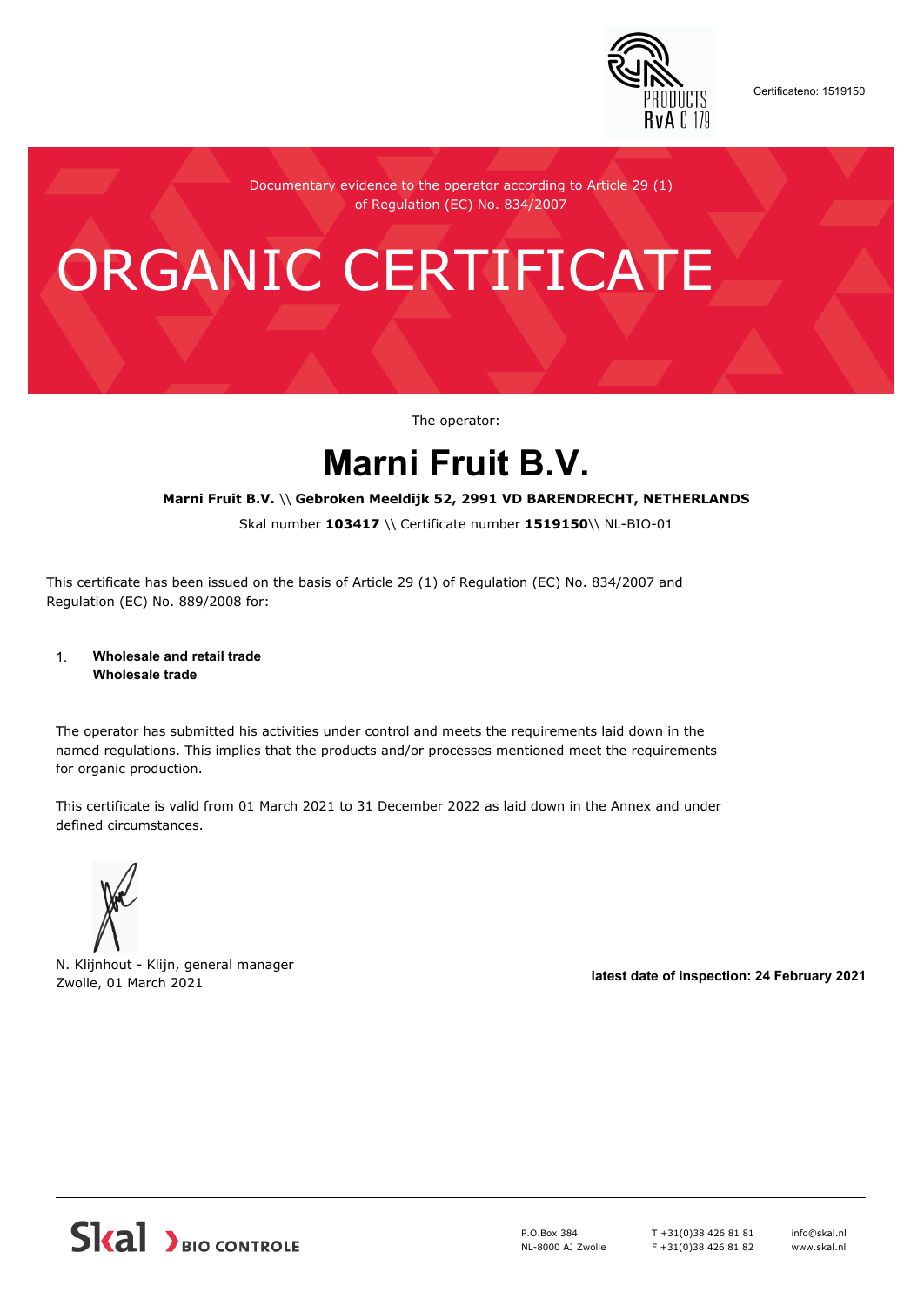Certificateno: 1519150

Documentary evidence to the operator according to Article 29 (1) of Regulation (EC) No. 834/2007

# ORGANIC CERTIFICATE

The operator:

# Marni Fruit B.V.

**Marni Fruit B.V. \\ Gebroken Meeldijk 52, 2991 VD BARENDRECHT, NETHERLANDS**

Skal number **103417** \\ Certificate number **1519150**\\ NL-BIO-01

This certificate has been issued on the basis of Article 29 (1) of Regulation (EC) No. 834/2007 and Regulation (EC) No. 889/2008 for:

1. **Wholesale and retail trade**
   **Wholesale trade**

The operator has submitted his activities under control and meets the requirements laid down in the named regulations. This implies that the products and/or processes mentioned meet the requirements for organic production.

This certificate is valid from 01 March 2021 to 31 December 2022 as laid down in the Annex and under defined circumstances.

N. Klijnhout - Klijn, general manager
Zwolle, 01 March 2021

**latest date of inspection: 24 February 2021**

Skal BIO CONTROLE

P.O.Box 384
NL-8000 AJ Zwolle

T +31(0)38 426 81 81
F +31(0)38 426 81 82

info@skal.nl
www.skal.nl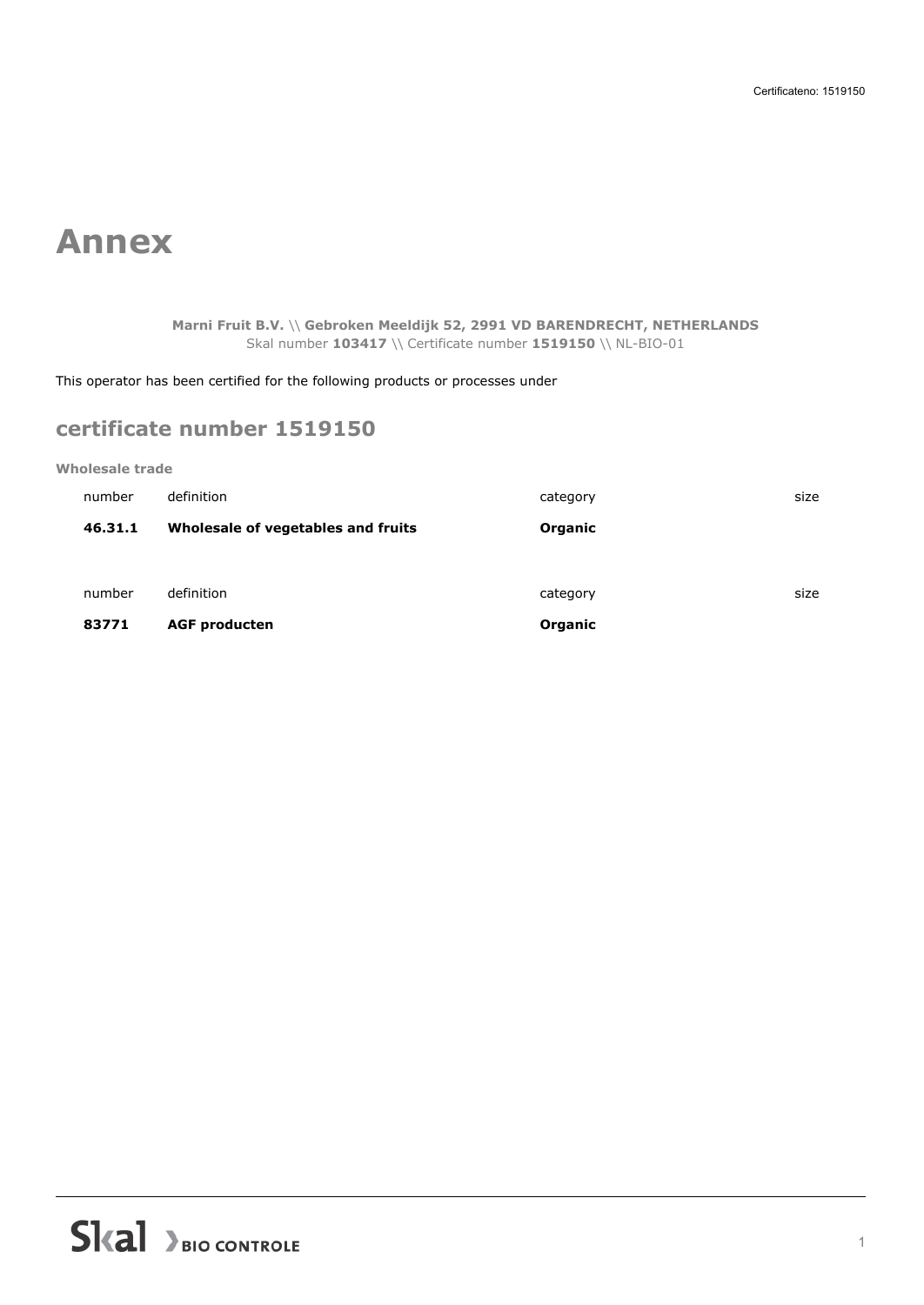# Annex

**Marni Fruit B.V.** \\ **Gebroken Meeldijk 52, 2991 VD BARENDRECHT, NETHERLANDS**
Skal number **103417** \\ Certificate number **1519150** \\ NL-BIO-01

This operator has been certified for the following products or processes under

## certificate number 1519150

**Wholesale trade**

| number | definition | category | size |
|---|---|---|---|
| **46.31.1** | **Wholesale of vegetables and fruits** | **Organic** | |

| number | definition | category | size |
|---|---|---|---|
| **83771** | **AGF producten** | **Organic** | |